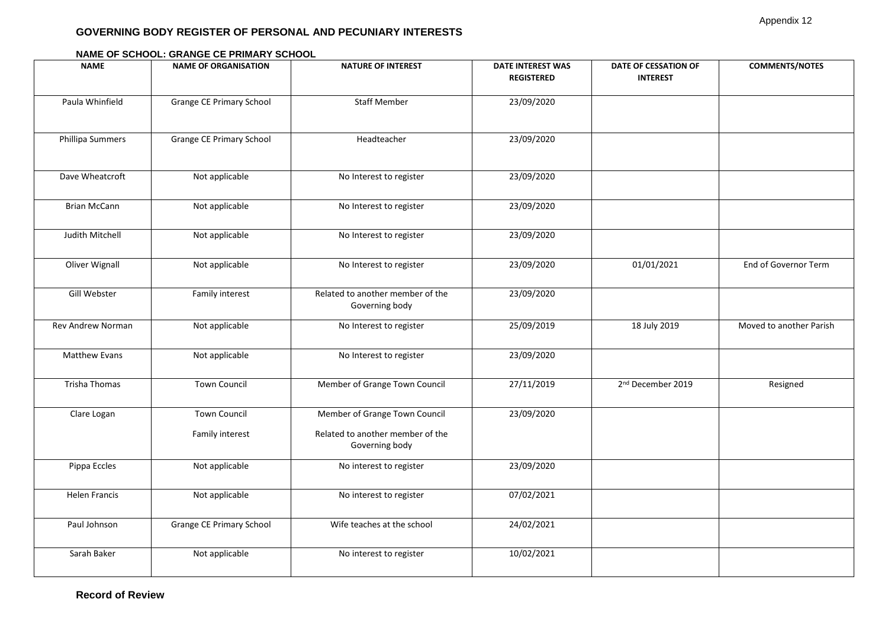Appendix 12

## GOVERNING BODY REGISTER OF PERSONAL AND PECUNIARY INTERESTS

### NAME OF SCHOOL: GRANGE CE PRIMARY SCHOOL

| NAME | NAME OF ORGANISATION | NATURE OF INTEREST | DATE INTEREST WAS REGISTERED | DATE OF CESSATION OF INTEREST | COMMENTS/NOTES |
|---|---|---|---|---|---|
| Paula Whinfield | Grange CE Primary School | Staff Member | 23/09/2020 | | |
| Phillipa Summers | Grange CE Primary School | Headteacher | 23/09/2020 | | |
| Dave Wheatcroft | Not applicable | No Interest to register | 23/09/2020 | | |
| Brian McCann | Not applicable | No Interest to register | 23/09/2020 | | |
| Judith Mitchell | Not applicable | No Interest to register | 23/09/2020 | | |
| Oliver Wignall | Not applicable | No Interest to register | 23/09/2020 | 01/01/2021 | End of Governor Term |
| Gill Webster | Family interest | Related to another member of the Governing body | 23/09/2020 | | |
| Rev Andrew Norman | Not applicable | No Interest to register | 25/09/2019 | 18 July 2019 | Moved to another Parish |
| Matthew Evans | Not applicable | No Interest to register | 23/09/2020 | | |
| Trisha Thomas | Town Council | Member of Grange Town Council | 27/11/2019 | 2nd December 2019 | Resigned |
| Clare Logan | Town Council<br>Family interest | Member of Grange Town Council<br>Related to another member of the Governing body | 23/09/2020 | | |
| Pippa Eccles | Not applicable | No interest to register | 23/09/2020 | | |
| Helen Francis | Not applicable | No interest to register | 07/02/2021 | | |
| Paul Johnson | Grange CE Primary School | Wife teaches at the school | 24/02/2021 | | |
| Sarah Baker | Not applicable | No interest to register | 10/02/2021 | | |

**Record of Review**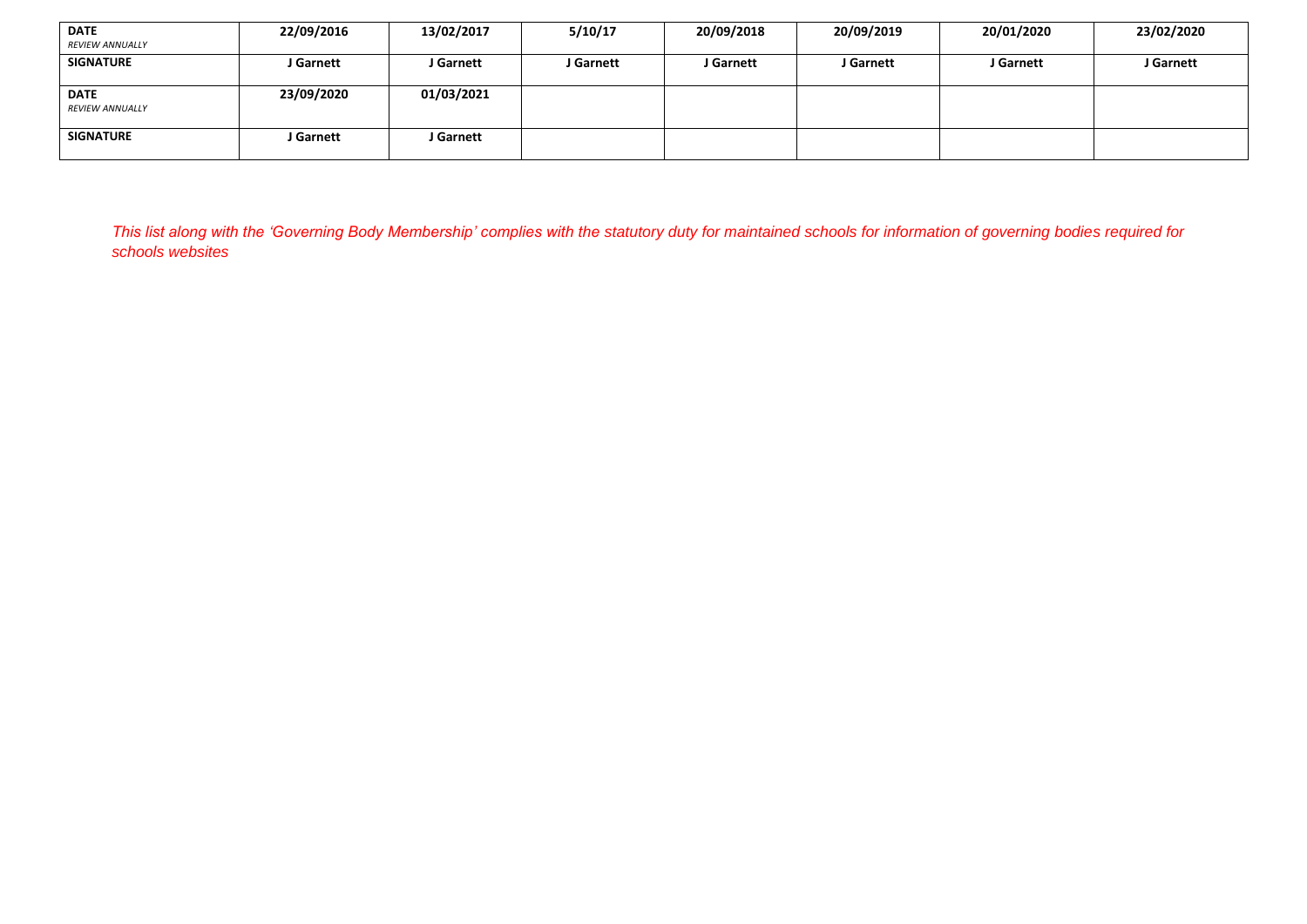| | | | | | | | |
|---|---|---|---|---|---|---|---|
| **DATE** *REVIEW ANNUALLY* | **22/09/2016** | **13/02/2017** | **5/10/17** | **20/09/2018** | **20/09/2019** | **20/01/2020** | **23/02/2020** |
| **SIGNATURE** | **J Garnett** | **J Garnett** | **J Garnett** | **J Garnett** | **J Garnett** | **J Garnett** | **J Garnett** |
| **DATE** *REVIEW ANNUALLY* | **23/09/2020** | **01/03/2021** | | | | | |
| **SIGNATURE** | **J Garnett** | **J Garnett** | | | | | |

*This list along with the 'Governing Body Membership' complies with the statutory duty for maintained schools for information of governing bodies required for schools websites*